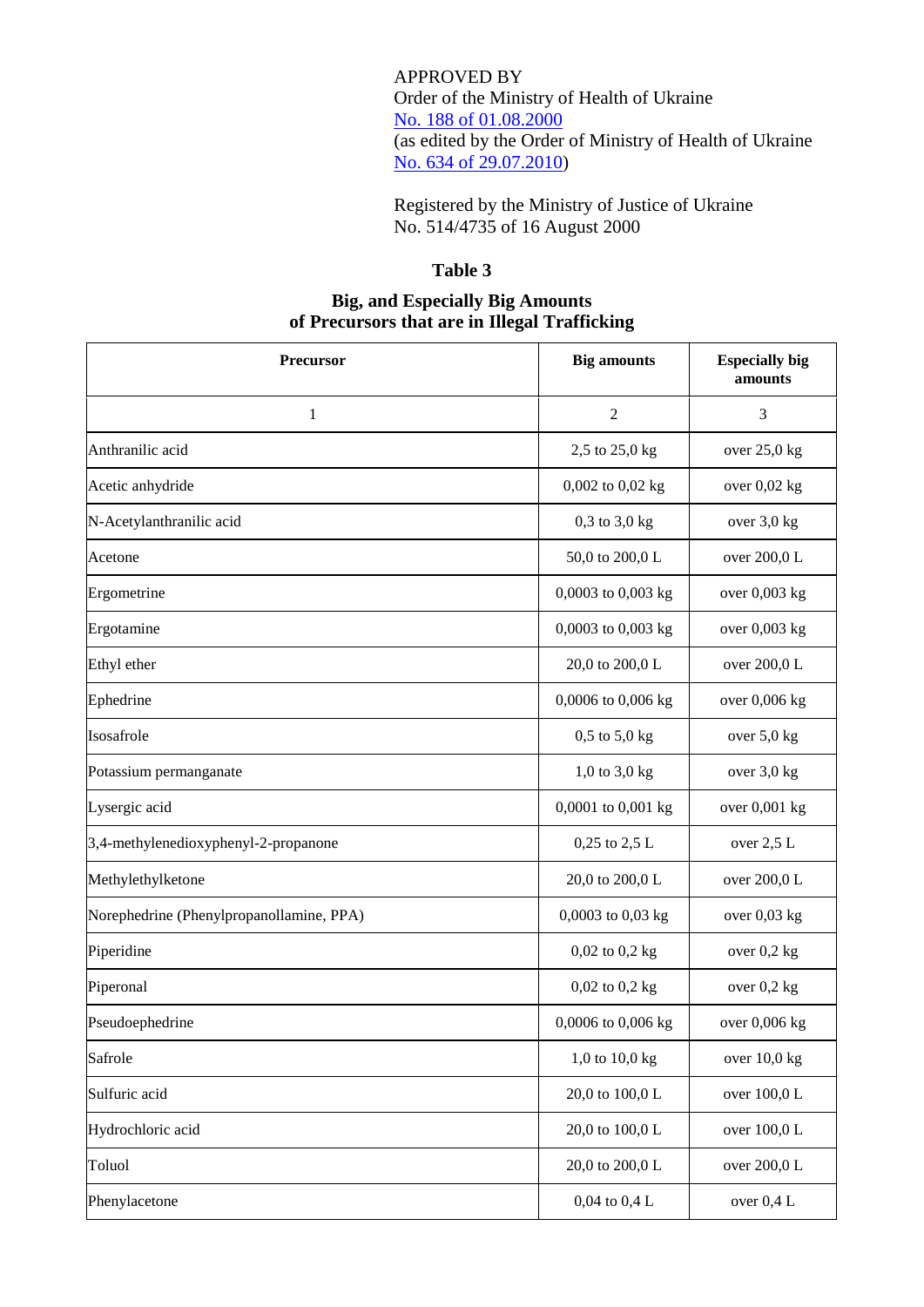APPROVED BY
Order of the Ministry of Health of Ukraine
[No. 188 of 01.08.2000]
(as edited by the Order of Ministry of Health of Ukraine
[No. 634 of 29.07.2010])

Registered by the Ministry of Justice of Ukraine
No. 514/4735 of 16 August 2000

## Table 3

## Big, and Especially Big Amounts of Precursors that are in Illegal Trafficking

| Precursor | Big amounts | Especially big amounts |
|---|---|---|
| 1 | 2 | 3 |
| Anthranilic acid | 2,5 to 25,0 kg | over 25,0 kg |
| Acetic anhydride | 0,002 to 0,02 kg | over 0,02 kg |
| N-Acetylanthranilic acid | 0,3 to 3,0 kg | over 3,0 kg |
| Acetone | 50,0 to 200,0 L | over 200,0 L |
| Ergometrine | 0,0003 to 0,003 kg | over 0,003 kg |
| Ergotamine | 0,0003 to 0,003 kg | over 0,003 kg |
| Ethyl ether | 20,0 to 200,0 L | over 200,0 L |
| Ephedrine | 0,0006 to 0,006 kg | over 0,006 kg |
| Isosafrole | 0,5 to 5,0 kg | over 5,0 kg |
| Potassium permanganate | 1,0 to 3,0 kg | over 3,0 kg |
| Lysergic acid | 0,0001 to 0,001 kg | over 0,001 kg |
| 3,4-methylenedioxyphenyl-2-propanone | 0,25 to 2,5 L | over 2,5 L |
| Methylethylketone | 20,0 to 200,0 L | over 200,0 L |
| Norephedrine (Phenylpropanollamine, PPA) | 0,0003 to 0,03 kg | over 0,03 kg |
| Piperidine | 0,02 to 0,2 kg | over 0,2 kg |
| Piperonal | 0,02 to 0,2 kg | over 0,2 kg |
| Pseudoephedrine | 0,0006 to 0,006 kg | over 0,006 kg |
| Safrole | 1,0 to 10,0 kg | over 10,0 kg |
| Sulfuric acid | 20,0 to 100,0 L | over 100,0 L |
| Hydrochloric acid | 20,0 to 100,0 L | over 100,0 L |
| Toluol | 20,0 to 200,0 L | over 200,0 L |
| Phenylacetone | 0,04 to 0,4 L | over 0,4 L |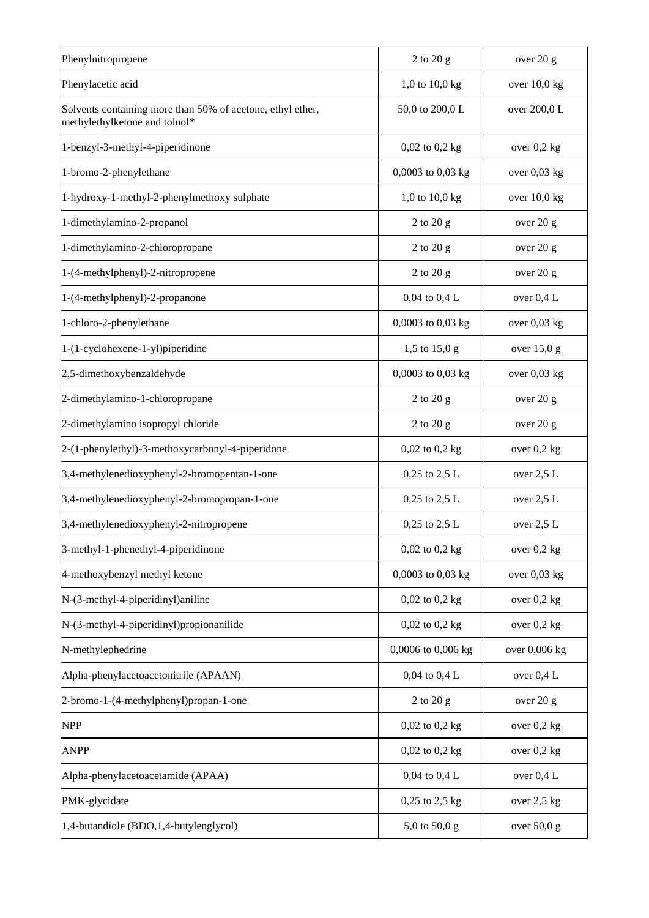| | | |
|---|---|---|
| Phenylnitropropene | 2 to 20 g | over 20 g |
| Phenylacetic acid | 1,0 to 10,0 kg | over 10,0 kg |
| Solvents containing more than 50% of acetone, ethyl ether, methylethylketone and toluol* | 50,0 to 200,0 L | over 200,0 L |
| 1-benzyl-3-methyl-4-piperidinone | 0,02 to 0,2 kg | over 0,2 kg |
| 1-bromo-2-phenylethane | 0,0003 to 0,03 kg | over 0,03 kg |
| 1-hydroxy-1-methyl-2-phenylmethoxy sulphate | 1,0 to 10,0 kg | over 10,0 kg |
| 1-dimethylamino-2-propanol | 2 to 20 g | over 20 g |
| 1-dimethylamino-2-chloropropane | 2 to 20 g | over 20 g |
| 1-(4-methylphenyl)-2-nitropropene | 2 to 20 g | over 20 g |
| 1-(4-methylphenyl)-2-propanone | 0,04 to 0,4 L | over 0,4 L |
| 1-chloro-2-phenylethane | 0,0003 to 0,03 kg | over 0,03 kg |
| 1-(1-cyclohexene-1-yl)piperidine | 1,5 to 15,0 g | over 15,0 g |
| 2,5-dimethoxybenzaldehyde | 0,0003 to 0,03 kg | over 0,03 kg |
| 2-dimethylamino-1-chloropropane | 2 to 20 g | over 20 g |
| 2-dimethylamino isopropyl chloride | 2 to 20 g | over 20 g |
| 2-(1-phenylethyl)-3-methoxycarbonyl-4-piperidone | 0,02 to 0,2 kg | over 0,2 kg |
| 3,4-methylenedioxyphenyl-2-bromopentan-1-one | 0,25 to 2,5 L | over 2,5 L |
| 3,4-methylenedioxyphenyl-2-bromopropan-1-one | 0,25 to 2,5 L | over 2,5 L |
| 3,4-methylenedioxyphenyl-2-nitropropene | 0,25 to 2,5 L | over 2,5 L |
| 3-methyl-1-phenethyl-4-piperidinone | 0,02 to 0,2 kg | over 0,2 kg |
| 4-methoxybenzyl methyl ketone | 0,0003 to 0,03 kg | over 0,03 kg |
| N-(3-methyl-4-piperidinyl)aniline | 0,02 to 0,2 kg | over 0,2 kg |
| N-(3-methyl-4-piperidinyl)propionanilide | 0,02 to 0,2 kg | over 0,2 kg |
| N-methylephedrine | 0,0006 to 0,006 kg | over 0,006 kg |
| Alpha-phenylacetoacetonitrile (APAAN) | 0,04 to 0,4 L | over 0,4 L |
| 2-bromo-1-(4-methylphenyl)propan-1-one | 2 to 20 g | over 20 g |
| NPP | 0,02 to 0,2 kg | over 0,2 kg |
| ANPP | 0,02 to 0,2 kg | over 0,2 kg |
| Alpha-phenylacetoacetamide (APAA) | 0,04 to 0,4 L | over 0,4 L |
| PMK-glycidate | 0,25 to 2,5 kg | over 2,5 kg |
| 1,4-butandiole (BDO,1,4-butylenglycol) | 5,0 to 50,0 g | over 50,0 g |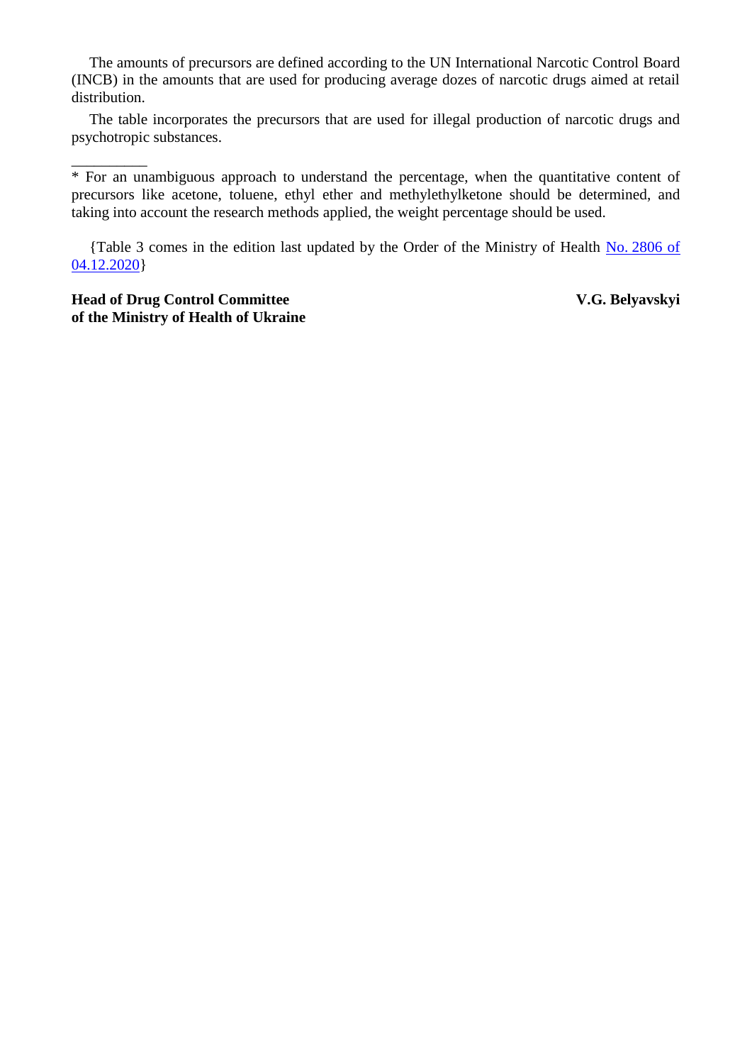The amounts of precursors are defined according to the UN International Narcotic Control Board (INCB) in the amounts that are used for producing average dozes of narcotic drugs aimed at retail distribution.

The table incorporates the precursors that are used for illegal production of narcotic drugs and psychotropic substances.

__________

* For an unambiguous approach to understand the percentage, when the quantitative content of precursors like acetone, toluene, ethyl ether and methylethylketone should be determined, and taking into account the research methods applied, the weight percentage should be used.

{Table 3 comes in the edition last updated by the Order of the Ministry of Health No. 2806 of 04.12.2020}

**Head of Drug Control Committee of the Ministry of Health of Ukraine** **V.G. Belyavskyi**